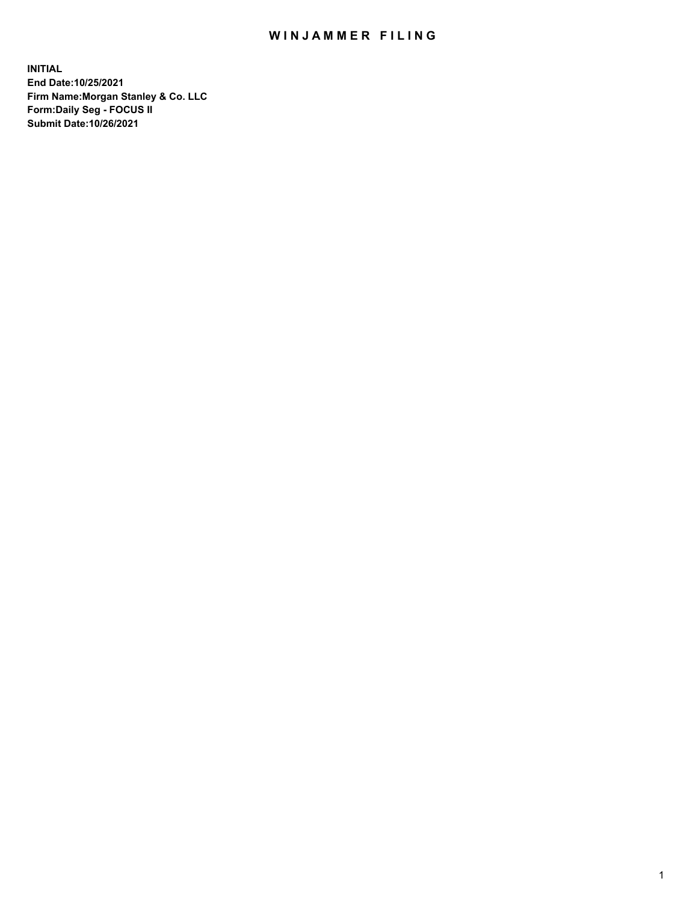# WINJAMMER FILING

**INITIAL**
**End Date:10/25/2021**
**Firm Name:Morgan Stanley & Co. LLC**
**Form:Daily Seg - FOCUS II**
**Submit Date:10/26/2021**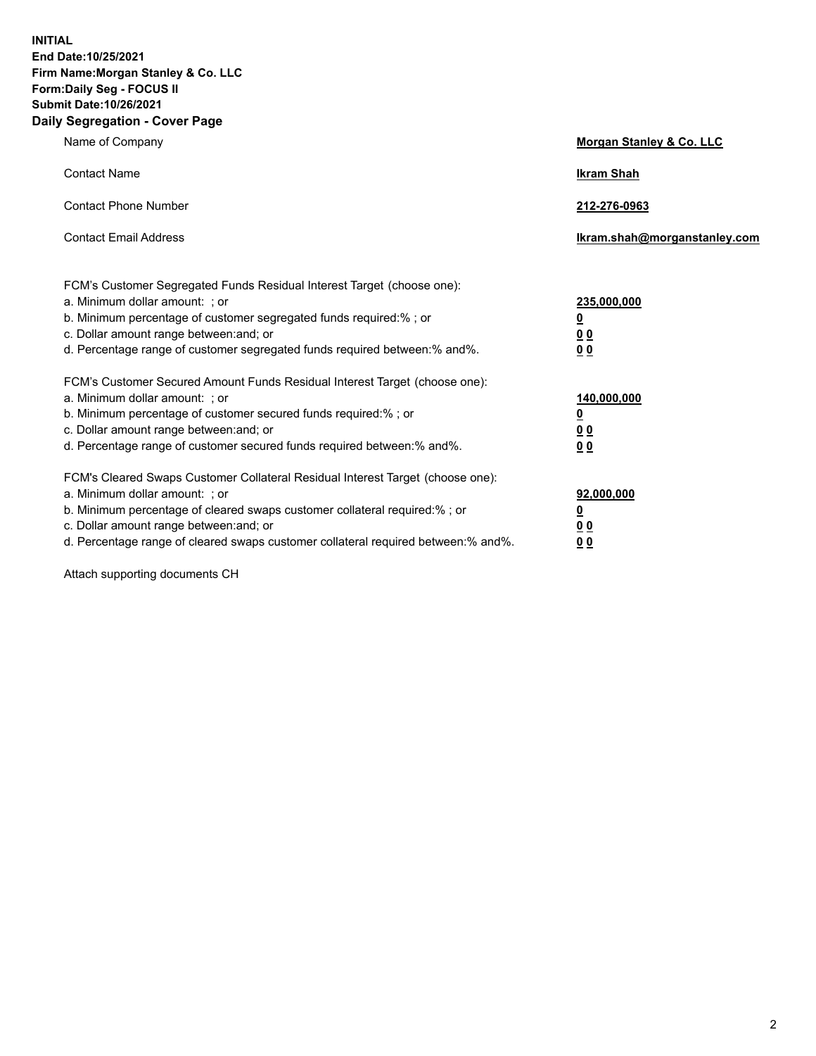**INITIAL**
**End Date:10/25/2021**
**Firm Name:Morgan Stanley & Co. LLC**
**Form:Daily Seg - FOCUS II**
**Submit Date:10/26/2021**

## Daily Segregation - Cover Page

| | |
|---|---|
| Name of Company | **Morgan Stanley & Co. LLC** |
| Contact Name | **Ikram Shah** |
| Contact Phone Number | **212-276-0963** |
| Contact Email Address | **Ikram.shah@morganstanley.com** |

| | |
|---|---|
| FCM's Customer Segregated Funds Residual Interest Target (choose one): | |
| a. Minimum dollar amount: ; or | **235,000,000** |
| b. Minimum percentage of customer segregated funds required:% ; or | **0** |
| c. Dollar amount range between:and; or | **0 0** |
| d. Percentage range of customer segregated funds required between:% and%. | **0 0** |
| FCM's Customer Secured Amount Funds Residual Interest Target (choose one): | |
| a. Minimum dollar amount: ; or | **140,000,000** |
| b. Minimum percentage of customer secured funds required:% ; or | **0** |
| c. Dollar amount range between:and; or | **0 0** |
| d. Percentage range of customer secured funds required between:% and%. | **0 0** |
| FCM's Cleared Swaps Customer Collateral Residual Interest Target (choose one): | |
| a. Minimum dollar amount: ; or | **92,000,000** |
| b. Minimum percentage of cleared swaps customer collateral required:% ; or | **0** |
| c. Dollar amount range between:and; or | **0 0** |
| d. Percentage range of cleared swaps customer collateral required between:% and%. | **0 0** |

Attach supporting documents CH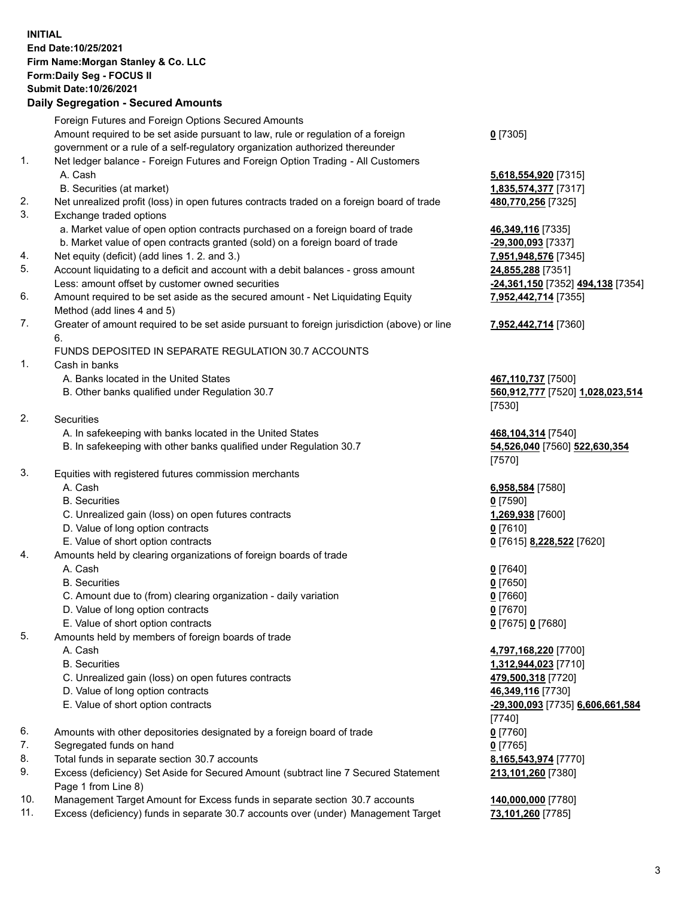**INITIAL**
**End Date:10/25/2021**
**Firm Name:Morgan Stanley & Co. LLC**
**Form:Daily Seg - FOCUS II**
**Submit Date:10/26/2021**

## Daily Segregation - Secured Amounts

| | | |
|---|---|---|
| | Foreign Futures and Foreign Options Secured Amounts | |
| | Amount required to be set aside pursuant to law, rule or regulation of a foreign government or a rule of a self-regulatory organization authorized thereunder | **0** [7305] |
| 1. | Net ledger balance - Foreign Futures and Foreign Option Trading - All Customers | |
| | A. Cash | **5,618,554,920** [7315] |
| | B. Securities (at market) | **1,835,574,377** [7317] |
| 2. | Net unrealized profit (loss) in open futures contracts traded on a foreign board of trade | **480,770,256** [7325] |
| 3. | Exchange traded options | |
| | a. Market value of open option contracts purchased on a foreign board of trade | **46,349,116** [7335] |
| | b. Market value of open contracts granted (sold) on a foreign board of trade | **-29,300,093** [7337] |
| 4. | Net equity (deficit) (add lines 1. 2. and 3.) | **7,951,948,576** [7345] |
| 5. | Account liquidating to a deficit and account with a debit balances - gross amount | **24,855,288** [7351] |
| | Less: amount offset by customer owned securities | **-24,361,150** [7352] **494,138** [7354] |
| 6. | Amount required to be set aside as the secured amount - Net Liquidating Equity Method (add lines 4 and 5) | **7,952,442,714** [7355] |
| 7. | Greater of amount required to be set aside pursuant to foreign jurisdiction (above) or line 6. | **7,952,442,714** [7360] |
| | FUNDS DEPOSITED IN SEPARATE REGULATION 30.7 ACCOUNTS | |
| 1. | Cash in banks | |
| | A. Banks located in the United States | **467,110,737** [7500] |
| | B. Other banks qualified under Regulation 30.7 | **560,912,777** [7520] **1,028,023,514** [7530] |
| 2. | Securities | |
| | A. In safekeeping with banks located in the United States | **468,104,314** [7540] |
| | B. In safekeeping with other banks qualified under Regulation 30.7 | **54,526,040** [7560] **522,630,354** [7570] |
| 3. | Equities with registered futures commission merchants | |
| | A. Cash | **6,958,584** [7580] |
| | B. Securities | **0** [7590] |
| | C. Unrealized gain (loss) on open futures contracts | **1,269,938** [7600] |
| | D. Value of long option contracts | **0** [7610] |
| | E. Value of short option contracts | **0** [7615] **8,228,522** [7620] |
| 4. | Amounts held by clearing organizations of foreign boards of trade | |
| | A. Cash | **0** [7640] |
| | B. Securities | **0** [7650] |
| | C. Amount due to (from) clearing organization - daily variation | **0** [7660] |
| | D. Value of long option contracts | **0** [7670] |
| | E. Value of short option contracts | **0** [7675] **0** [7680] |
| 5. | Amounts held by members of foreign boards of trade | |
| | A. Cash | **4,797,168,220** [7700] |
| | B. Securities | **1,312,944,023** [7710] |
| | C. Unrealized gain (loss) on open futures contracts | **479,500,318** [7720] |
| | D. Value of long option contracts | **46,349,116** [7730] |
| | E. Value of short option contracts | **-29,300,093** [7735] **6,606,661,584** [7740] |
| 6. | Amounts with other depositories designated by a foreign board of trade | **0** [7760] |
| 7. | Segregated funds on hand | **0** [7765] |
| 8. | Total funds in separate section 30.7 accounts | **8,165,543,974** [7770] |
| 9. | Excess (deficiency) Set Aside for Secured Amount (subtract line 7 Secured Statement Page 1 from Line 8) | **213,101,260** [7380] |
| 10. | Management Target Amount for Excess funds in separate section 30.7 accounts | **140,000,000** [7780] |
| 11. | Excess (deficiency) funds in separate 30.7 accounts over (under) Management Target | **73,101,260** [7785] |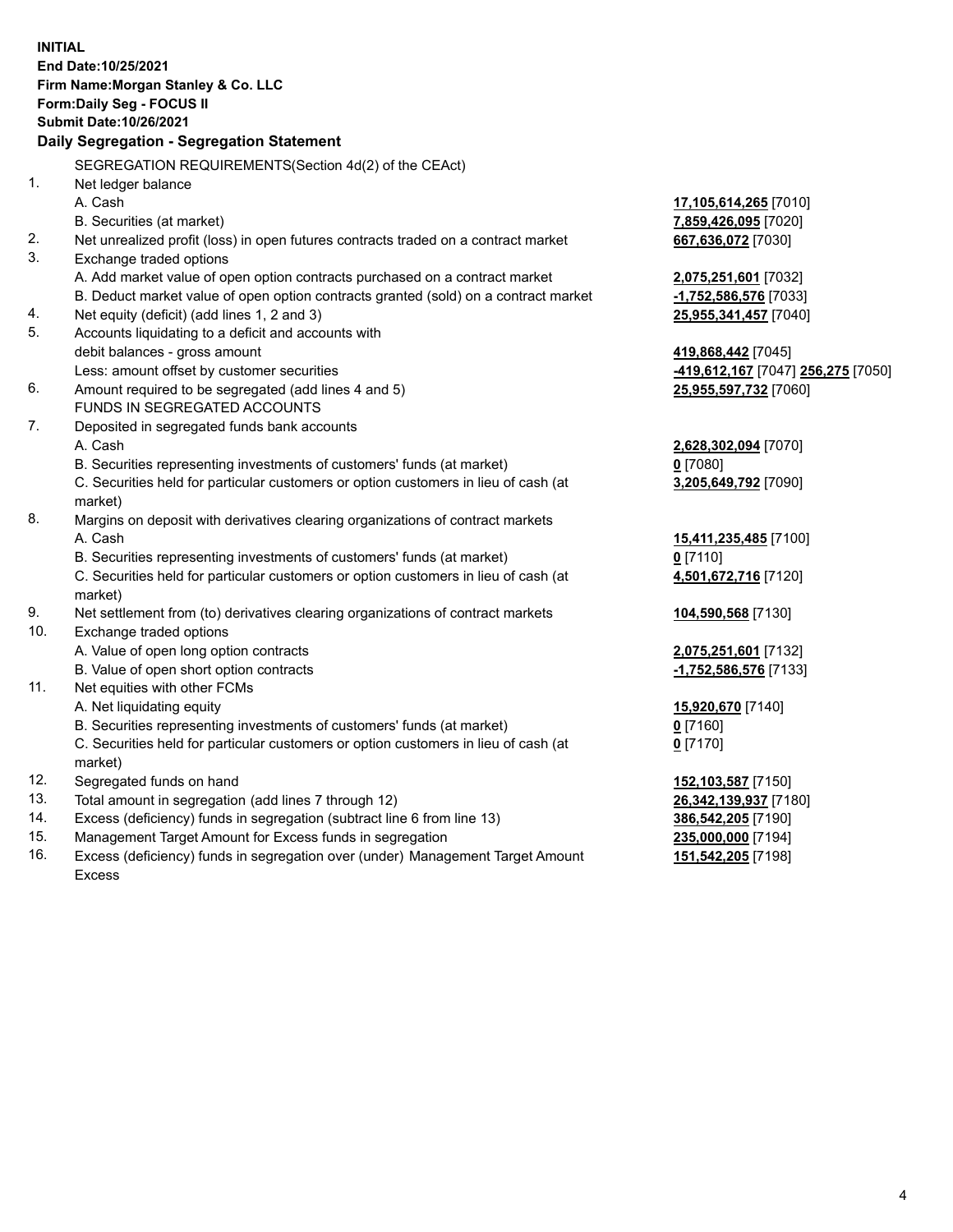**INITIAL**
**End Date:10/25/2021**
**Firm Name:Morgan Stanley & Co. LLC**
**Form:Daily Seg - FOCUS II**
**Submit Date:10/26/2021**

## Daily Segregation - Segregation Statement

SEGREGATION REQUIREMENTS(Section 4d(2) of the CEAct)

| | | |
|---|---|---|
| 1. | Net ledger balance | |
| | A. Cash | **17,105,614,265** [7010] |
| | B. Securities (at market) | **7,859,426,095** [7020] |
| 2. | Net unrealized profit (loss) in open futures contracts traded on a contract market | **667,636,072** [7030] |
| 3. | Exchange traded options | |
| | A. Add market value of open option contracts purchased on a contract market | **2,075,251,601** [7032] |
| | B. Deduct market value of open option contracts granted (sold) on a contract market | **-1,752,586,576** [7033] |
| 4. | Net equity (deficit) (add lines 1, 2 and 3) | **25,955,341,457** [7040] |
| 5. | Accounts liquidating to a deficit and accounts with debit balances - gross amount | **419,868,442** [7045] |
| | Less: amount offset by customer securities | **-419,612,167** [7047] **256,275** [7050] |
| 6. | Amount required to be segregated (add lines 4 and 5) | **25,955,597,732** [7060] |
| | FUNDS IN SEGREGATED ACCOUNTS | |
| 7. | Deposited in segregated funds bank accounts | |
| | A. Cash | **2,628,302,094** [7070] |
| | B. Securities representing investments of customers' funds (at market) | **0** [7080] |
| | C. Securities held for particular customers or option customers in lieu of cash (at market) | **3,205,649,792** [7090] |
| 8. | Margins on deposit with derivatives clearing organizations of contract markets | |
| | A. Cash | **15,411,235,485** [7100] |
| | B. Securities representing investments of customers' funds (at market) | **0** [7110] |
| | C. Securities held for particular customers or option customers in lieu of cash (at market) | **4,501,672,716** [7120] |
| 9. | Net settlement from (to) derivatives clearing organizations of contract markets | **104,590,568** [7130] |
| 10. | Exchange traded options | |
| | A. Value of open long option contracts | **2,075,251,601** [7132] |
| | B. Value of open short option contracts | **-1,752,586,576** [7133] |
| 11. | Net equities with other FCMs | |
| | A. Net liquidating equity | **15,920,670** [7140] |
| | B. Securities representing investments of customers' funds (at market) | **0** [7160] |
| | C. Securities held for particular customers or option customers in lieu of cash (at market) | **0** [7170] |
| 12. | Segregated funds on hand | **152,103,587** [7150] |
| 13. | Total amount in segregation (add lines 7 through 12) | **26,342,139,937** [7180] |
| 14. | Excess (deficiency) funds in segregation (subtract line 6 from line 13) | **386,542,205** [7190] |
| 15. | Management Target Amount for Excess funds in segregation | **235,000,000** [7194] |
| 16. | Excess (deficiency) funds in segregation over (under) Management Target Amount Excess | **151,542,205** [7198] |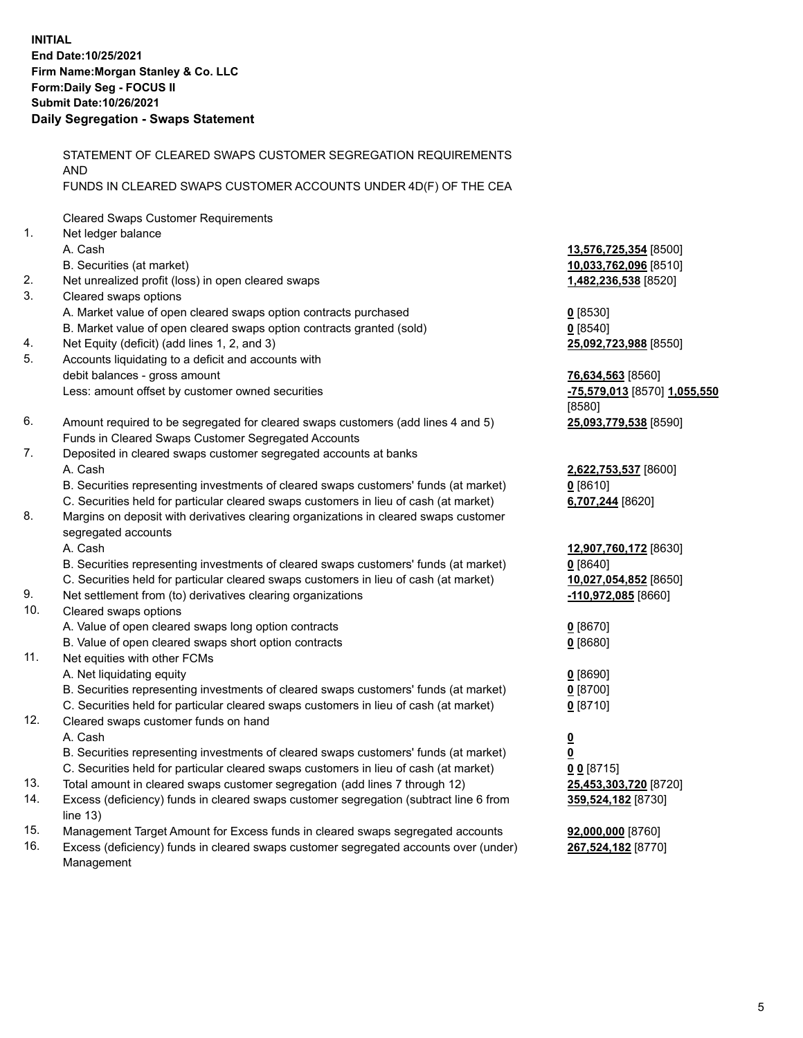**INITIAL**
**End Date:10/25/2021**
**Firm Name:Morgan Stanley & Co. LLC**
**Form:Daily Seg - FOCUS II**
**Submit Date:10/26/2021**
**Daily Segregation - Swaps Statement**

STATEMENT OF CLEARED SWAPS CUSTOMER SEGREGATION REQUIREMENTS AND FUNDS IN CLEARED SWAPS CUSTOMER ACCOUNTS UNDER 4D(F) OF THE CEA

| | | |
|---|---|---|
| | Cleared Swaps Customer Requirements | |
| 1. | Net ledger balance | |
| | A. Cash | **13,576,725,354** [8500] |
| | B. Securities (at market) | **10,033,762,096** [8510] |
| 2. | Net unrealized profit (loss) in open cleared swaps | **1,482,236,538** [8520] |
| 3. | Cleared swaps options | |
| | A. Market value of open cleared swaps option contracts purchased | **0** [8530] |
| | B. Market value of open cleared swaps option contracts granted (sold) | **0** [8540] |
| 4. | Net Equity (deficit) (add lines 1, 2, and 3) | **25,092,723,988** [8550] |
| 5. | Accounts liquidating to a deficit and accounts with debit balances - gross amount | **76,634,563** [8560] |
| | Less: amount offset by customer owned securities | **-75,579,013** [8570] **1,055,550** [8580] |
| 6. | Amount required to be segregated for cleared swaps customers (add lines 4 and 5) | **25,093,779,538** [8590] |
| | Funds in Cleared Swaps Customer Segregated Accounts | |
| 7. | Deposited in cleared swaps customer segregated accounts at banks | |
| | A. Cash | **2,622,753,537** [8600] |
| | B. Securities representing investments of cleared swaps customers' funds (at market) | **0** [8610] |
| | C. Securities held for particular cleared swaps customers in lieu of cash (at market) | **6,707,244** [8620] |
| 8. | Margins on deposit with derivatives clearing organizations in cleared swaps customer segregated accounts | |
| | A. Cash | **12,907,760,172** [8630] |
| | B. Securities representing investments of cleared swaps customers' funds (at market) | **0** [8640] |
| | C. Securities held for particular cleared swaps customers in lieu of cash (at market) | **10,027,054,852** [8650] |
| 9. | Net settlement from (to) derivatives clearing organizations | **-110,972,085** [8660] |
| 10. | Cleared swaps options | |
| | A. Value of open cleared swaps long option contracts | **0** [8670] |
| | B. Value of open cleared swaps short option contracts | **0** [8680] |
| 11. | Net equities with other FCMs | |
| | A. Net liquidating equity | **0** [8690] |
| | B. Securities representing investments of cleared swaps customers' funds (at market) | **0** [8700] |
| | C. Securities held for particular cleared swaps customers in lieu of cash (at market) | **0** [8710] |
| 12. | Cleared swaps customer funds on hand | |
| | A. Cash | **0** |
| | B. Securities representing investments of cleared swaps customers' funds (at market) | **0** |
| | C. Securities held for particular cleared swaps customers in lieu of cash (at market) | **0** **0** [8715] |
| 13. | Total amount in cleared swaps customer segregation (add lines 7 through 12) | **25,453,303,720** [8720] |
| 14. | Excess (deficiency) funds in cleared swaps customer segregation (subtract line 6 from line 13) | **359,524,182** [8730] |
| 15. | Management Target Amount for Excess funds in cleared swaps segregated accounts | **92,000,000** [8760] |
| 16. | Excess (deficiency) funds in cleared swaps customer segregated accounts over (under) Management | **267,524,182** [8770] |